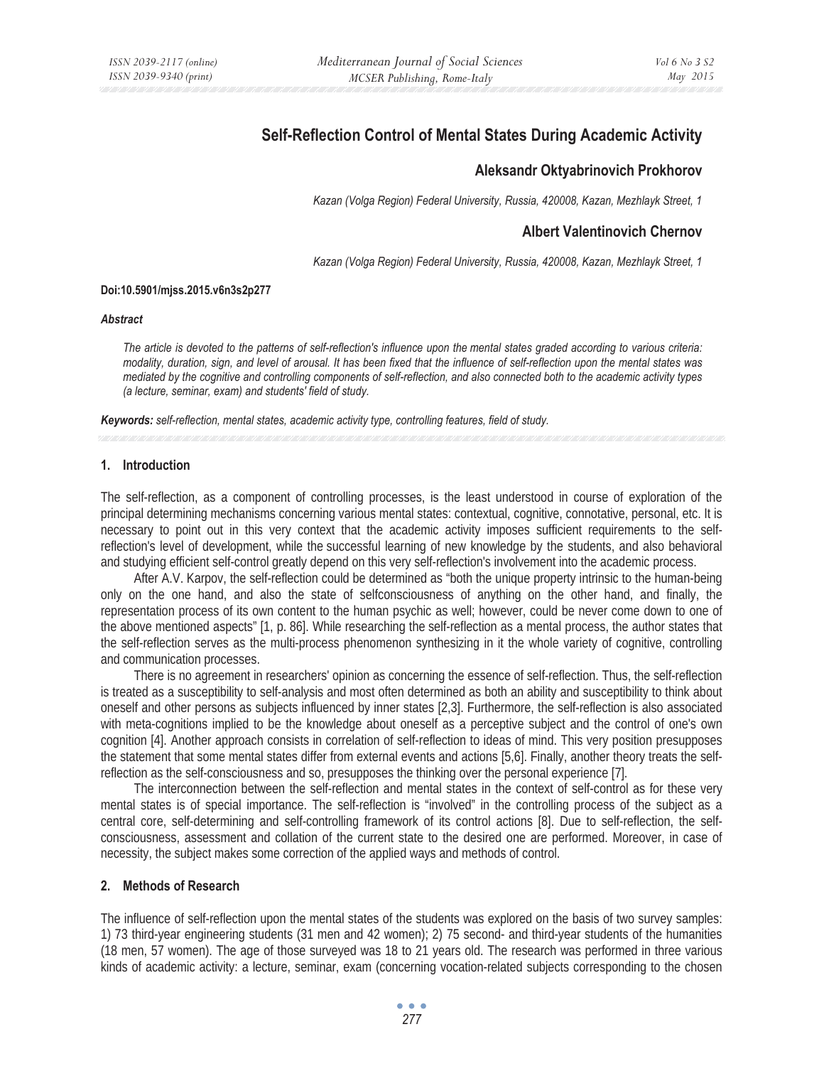# Self-Reflection Control of Mental States During Academic Activity

## Aleksandr Oktyabrinovich Prokhorov

*Kazan (Volga Region) Federal University, Russia, 420008, Kazan, Mezhlayk Street, 1*

## Albert Valentinovich Chernov

*Kazan (Volga Region) Federal University, Russia, 420008, Kazan, Mezhlayk Street, 1*

**Doi:10.5901/mjss.2015.v6n3s2p277**

***Abstract***

*The article is devoted to the patterns of self-reflection's influence upon the mental states graded according to various criteria: modality, duration, sign, and level of arousal. It has been fixed that the influence of self-reflection upon the mental states was mediated by the cognitive and controlling components of self-reflection, and also connected both to the academic activity types (a lecture, seminar, exam) and students' field of study.*

***Keywords:*** *self-reflection, mental states, academic activity type, controlling features, field of study.*

## 1. Introduction

The self-reflection, as a component of controlling processes, is the least understood in course of exploration of the principal determining mechanisms concerning various mental states: contextual, cognitive, connotative, personal, etc. It is necessary to point out in this very context that the academic activity imposes sufficient requirements to the self-reflection's level of development, while the successful learning of new knowledge by the students, and also behavioral and studying efficient self-control greatly depend on this very self-reflection's involvement into the academic process.

After A.V. Karpov, the self-reflection could be determined as "both the unique property intrinsic to the human-being only on the one hand, and also the state of selfconsciousness of anything on the other hand, and finally, the representation process of its own content to the human psychic as well; however, could be never come down to one of the above mentioned aspects" [1, p. 86]. While researching the self-reflection as a mental process, the author states that the self-reflection serves as the multi-process phenomenon synthesizing in it the whole variety of cognitive, controlling and communication processes.

There is no agreement in researchers' opinion as concerning the essence of self-reflection. Thus, the self-reflection is treated as a susceptibility to self-analysis and most often determined as both an ability and susceptibility to think about oneself and other persons as subjects influenced by inner states [2,3]. Furthermore, the self-reflection is also associated with meta-cognitions implied to be the knowledge about oneself as a perceptive subject and the control of one's own cognition [4]. Another approach consists in correlation of self-reflection to ideas of mind. This very position presupposes the statement that some mental states differ from external events and actions [5,6]. Finally, another theory treats the self-reflection as the self-consciousness and so, presupposes the thinking over the personal experience [7].

The interconnection between the self-reflection and mental states in the context of self-control as for these very mental states is of special importance. The self-reflection is "involved" in the controlling process of the subject as a central core, self-determining and self-controlling framework of its control actions [8]. Due to self-reflection, the self-consciousness, assessment and collation of the current state to the desired one are performed. Moreover, in case of necessity, the subject makes some correction of the applied ways and methods of control.

## 2. Methods of Research

The influence of self-reflection upon the mental states of the students was explored on the basis of two survey samples: 1) 73 third-year engineering students (31 men and 42 women); 2) 75 second- and third-year students of the humanities (18 men, 57 women). The age of those surveyed was 18 to 21 years old. The research was performed in three various kinds of academic activity: a lecture, seminar, exam (concerning vocation-related subjects corresponding to the chosen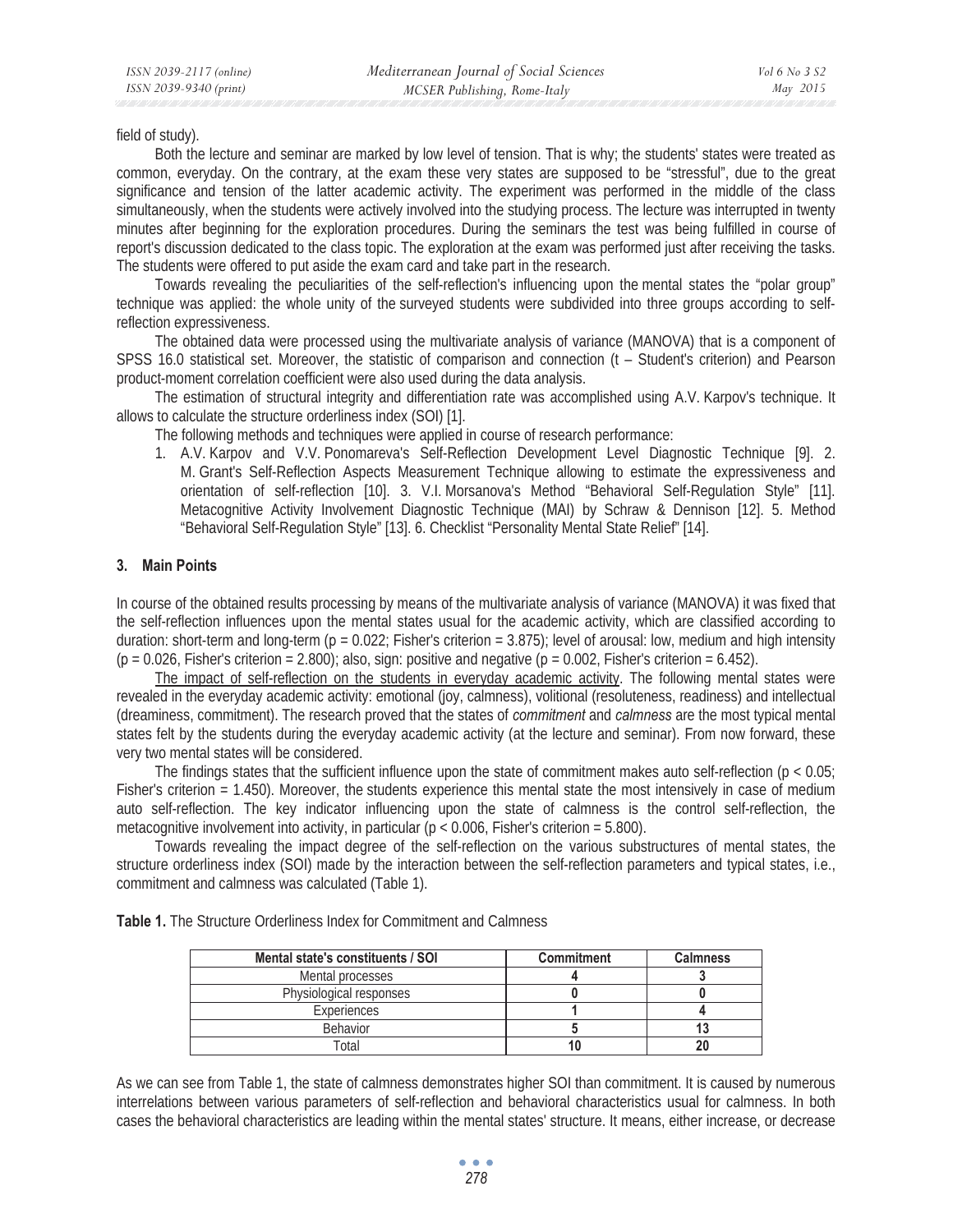field of study).

Both the lecture and seminar are marked by low level of tension. That is why; the students' states were treated as common, everyday. On the contrary, at the exam these very states are supposed to be "stressful", due to the great significance and tension of the latter academic activity. The experiment was performed in the middle of the class simultaneously, when the students were actively involved into the studying process. The lecture was interrupted in twenty minutes after beginning for the exploration procedures. During the seminars the test was being fulfilled in course of report's discussion dedicated to the class topic. The exploration at the exam was performed just after receiving the tasks. The students were offered to put aside the exam card and take part in the research.

Towards revealing the peculiarities of the self-reflection's influencing upon the mental states the "polar group" technique was applied: the whole unity of the surveyed students were subdivided into three groups according to self-reflection expressiveness.

The obtained data were processed using the multivariate analysis of variance (MANOVA) that is a component of SPSS 16.0 statistical set. Moreover, the statistic of comparison and connection (t – Student's criterion) and Pearson product-moment correlation coefficient were also used during the data analysis.

The estimation of structural integrity and differentiation rate was accomplished using A.V. Karpov's technique. It allows to calculate the structure orderliness index (SOI) [1].

The following methods and techniques were applied in course of research performance:

1. A.V. Karpov and V.V. Ponomareva's Self-Reflection Development Level Diagnostic Technique [9]. 2. M. Grant's Self-Reflection Aspects Measurement Technique allowing to estimate the expressiveness and orientation of self-reflection [10]. 3. V.I. Morsanova's Method "Behavioral Self-Regulation Style" [11]. Metacognitive Activity Involvement Diagnostic Technique (MAI) by Schraw & Dennison [12]. 5. Method "Behavioral Self-Regulation Style" [13]. 6. Checklist "Personality Mental State Relief" [14].

## 3. Main Points

In course of the obtained results processing by means of the multivariate analysis of variance (MANOVA) it was fixed that the self-reflection influences upon the mental states usual for the academic activity, which are classified according to duration: short-term and long-term ($p = 0.022$; Fisher's criterion = 3.875); level of arousal: low, medium and high intensity ($p = 0.026$, Fisher's criterion = 2.800); also, sign: positive and negative ($p = 0.002$, Fisher's criterion = 6.452).

The impact of self-reflection on the students in everyday academic activity. The following mental states were revealed in the everyday academic activity: emotional (joy, calmness), volitional (resoluteness, readiness) and intellectual (dreaminess, commitment). The research proved that the states of *commitment* and *calmness* are the most typical mental states felt by the students during the everyday academic activity (at the lecture and seminar). From now forward, these very two mental states will be considered.

The findings states that the sufficient influence upon the state of commitment makes auto self-reflection ($p < 0.05$; Fisher's criterion = 1.450). Moreover, the students experience this mental state the most intensively in case of medium auto self-reflection. The key indicator influencing upon the state of calmness is the control self-reflection, the metacognitive involvement into activity, in particular ($p < 0.006$, Fisher's criterion = 5.800).

Towards revealing the impact degree of the self-reflection on the various substructures of mental states, the structure orderliness index (SOI) made by the interaction between the self-reflection parameters and typical states, i.e., commitment and calmness was calculated (Table 1).

**Table 1.** The Structure Orderliness Index for Commitment and Calmness

| Mental state's constituents / SOI | Commitment | Calmness |
|---|---|---|
| Mental processes | **4** | **3** |
| Physiological responses | **0** | **0** |
| Experiences | **1** | **4** |
| Behavior | **5** | **13** |
| Total | **10** | **20** |

As we can see from Table 1, the state of calmness demonstrates higher SOI than commitment. It is caused by numerous interrelations between various parameters of self-reflection and behavioral characteristics usual for calmness. In both cases the behavioral characteristics are leading within the mental states' structure. It means, either increase, or decrease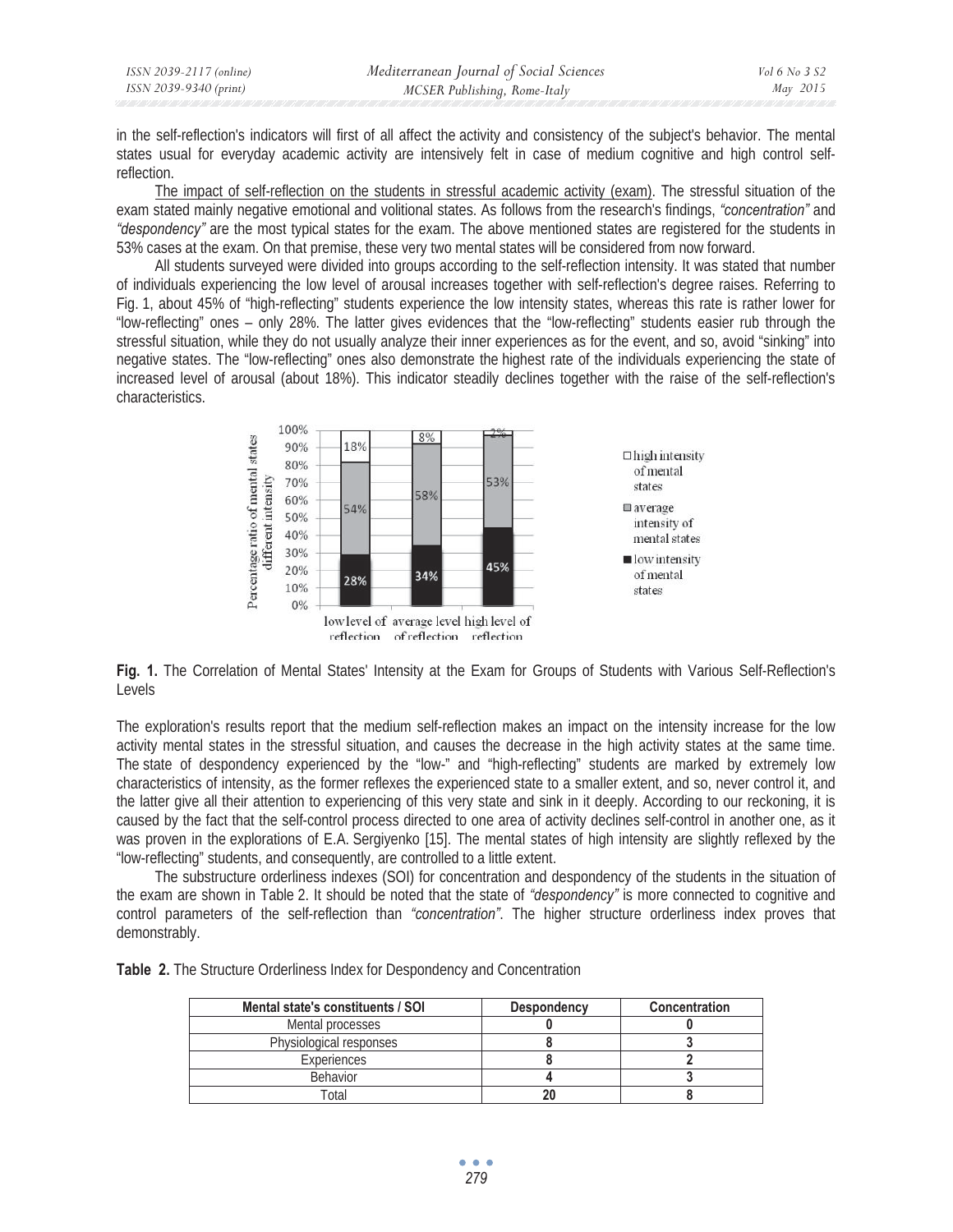in the self-reflection's indicators will first of all affect the activity and consistency of the subject's behavior. The mental states usual for everyday academic activity are intensively felt in case of medium cognitive and high control self-reflection.

The impact of self-reflection on the students in stressful academic activity (exam). The stressful situation of the exam stated mainly negative emotional and volitional states. As follows from the research's findings, *"concentration"* and *"despondency"* are the most typical states for the exam. The above mentioned states are registered for the students in 53% cases at the exam. On that premise, these very two mental states will be considered from now forward.

All students surveyed were divided into groups according to the self-reflection intensity. It was stated that number of individuals experiencing the low level of arousal increases together with self-reflection's degree raises. Referring to Fig. 1, about 45% of "high-reflecting" students experience the low intensity states, whereas this rate is rather lower for "low-reflecting" ones – only 28%. The latter gives evidences that the "low-reflecting" students easier rub through the stressful situation, while they do not usually analyze their inner experiences as for the event, and so, avoid "sinking" into negative states. The "low-reflecting" ones also demonstrate the highest rate of the individuals experiencing the state of increased level of arousal (about 18%). This indicator steadily declines together with the raise of the self-reflection's characteristics.

**Fig. 1.** The Correlation of Mental States' Intensity at the Exam for Groups of Students with Various Self-Reflection's Levels

The exploration's results report that the medium self-reflection makes an impact on the intensity increase for the low activity mental states in the stressful situation, and causes the decrease in the high activity states at the same time. The state of despondency experienced by the "low-" and "high-reflecting" students are marked by extremely low characteristics of intensity, as the former reflexes the experienced state to a smaller extent, and so, never control it, and the latter give all their attention to experiencing of this very state and sink in it deeply. According to our reckoning, it is caused by the fact that the self-control process directed to one area of activity declines self-control in another one, as it was proven in the explorations of E.A. Sergiyenko [15]. The mental states of high intensity are slightly reflexed by the "low-reflecting" students, and consequently, are controlled to a little extent.

The substructure orderliness indexes (SOI) for concentration and despondency of the students in the situation of the exam are shown in Table 2. It should be noted that the state of *"despondency"* is more connected to cognitive and control parameters of the self-reflection than *"concentration"*. The higher structure orderliness index proves that demonstrably.

**Table 2.** The Structure Orderliness Index for Despondency and Concentration

| Mental state's constituents / SOI | Despondency | Concentration |
|---|---|---|
| Mental processes | 0 | 0 |
| Physiological responses | 8 | 3 |
| Experiences | 8 | 2 |
| Behavior | 4 | 3 |
| Total | 20 | 8 |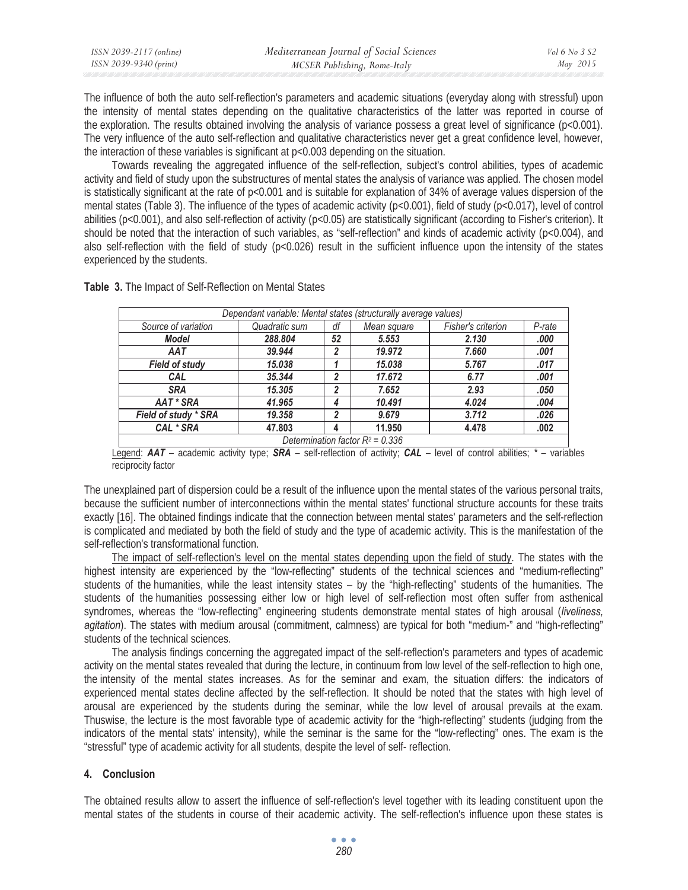The influence of both the auto self-reflection's parameters and academic situations (everyday along with stressful) upon the intensity of mental states depending on the qualitative characteristics of the latter was reported in course of the exploration. The results obtained involving the analysis of variance possess a great level of significance ($p<0.001$). The very influence of the auto self-reflection and qualitative characteristics never get a great confidence level, however, the interaction of these variables is significant at $p<0.003$ depending on the situation.

Towards revealing the aggregated influence of the self-reflection, subject's control abilities, types of academic activity and field of study upon the substructures of mental states the analysis of variance was applied. The chosen model is statistically significant at the rate of $p<0.001$ and is suitable for explanation of 34% of average values dispersion of the mental states (Table 3). The influence of the types of academic activity ($p<0.001$), field of study ($p<0.017$), level of control abilities ($p<0.001$), and also self-reflection of activity ($p<0.05$) are statistically significant (according to Fisher's criterion). It should be noted that the interaction of such variables, as "self-reflection" and kinds of academic activity ($p<0.004$), and also self-reflection with the field of study ($p<0.026$) result in the sufficient influence upon the intensity of the states experienced by the students.

**Table 3.** The Impact of Self-Reflection on Mental States

| *Dependant variable: Mental states (structurally average values)* | | | | | |
|---|---|---|---|---|---|
| *Source of variation* | *Quadratic sum* | *df* | *Mean square* | *Fisher's criterion* | *P-rate* |
| ***Model*** | ***288.804*** | ***52*** | ***5.553*** | ***2.130*** | ***.000*** |
| ***AAT*** | ***39.944*** | ***2*** | ***19.972*** | ***7.660*** | ***.001*** |
| ***Field of study*** | ***15.038*** | ***1*** | ***15.038*** | ***5.767*** | ***.017*** |
| ***CAL*** | ***35.344*** | ***2*** | ***17.672*** | ***6.77*** | ***.001*** |
| ***SRA*** | ***15.305*** | ***2*** | ***7.652*** | ***2.93*** | ***.050*** |
| ***AAT * SRA*** | ***41.965*** | ***4*** | ***10.491*** | ***4.024*** | ***.004*** |
| ***Field of study * SRA*** | ***19.358*** | ***2*** | ***9.679*** | ***3.712*** | ***.026*** |
| ***CAL * SRA*** | **47.803** | **4** | **11.950** | **4.478** | **.002** |
| *Determination factor $R^2 = 0.336$* | | | | | |

Legend: ***AAT*** – academic activity type; ***SRA*** – self-reflection of activity; ***CAL*** – level of control abilities; ***** – variables reciprocity factor

The unexplained part of dispersion could be a result of the influence upon the mental states of the various personal traits, because the sufficient number of interconnections within the mental states' functional structure accounts for these traits exactly [16]. The obtained findings indicate that the connection between mental states' parameters and the self-reflection is complicated and mediated by both the field of study and the type of academic activity. This is the manifestation of the self-reflection's transformational function.

The impact of self-reflection's level on the mental states depending upon the field of study. The states with the highest intensity are experienced by the "low-reflecting" students of the technical sciences and "medium-reflecting" students of the humanities, while the least intensity states – by the "high-reflecting" students of the humanities. The students of the humanities possessing either low or high level of self-reflection most often suffer from asthenical syndromes, whereas the "low-reflecting" engineering students demonstrate mental states of high arousal (*liveliness, agitation*). The states with medium arousal (commitment, calmness) are typical for both "medium-" and "high-reflecting" students of the technical sciences.

The analysis findings concerning the aggregated impact of the self-reflection's parameters and types of academic activity on the mental states revealed that during the lecture, in continuum from low level of the self-reflection to high one, the intensity of the mental states increases. As for the seminar and exam, the situation differs: the indicators of experienced mental states decline affected by the self-reflection. It should be noted that the states with high level of arousal are experienced by the students during the seminar, while the low level of arousal prevails at the exam. Thuswise, the lecture is the most favorable type of academic activity for the "high-reflecting" students (judging from the indicators of the mental stats' intensity), while the seminar is the same for the "low-reflecting" ones. The exam is the "stressful" type of academic activity for all students, despite the level of self- reflection.

## 4. Conclusion

The obtained results allow to assert the influence of self-reflection's level together with its leading constituent upon the mental states of the students in course of their academic activity. The self-reflection's influence upon these states is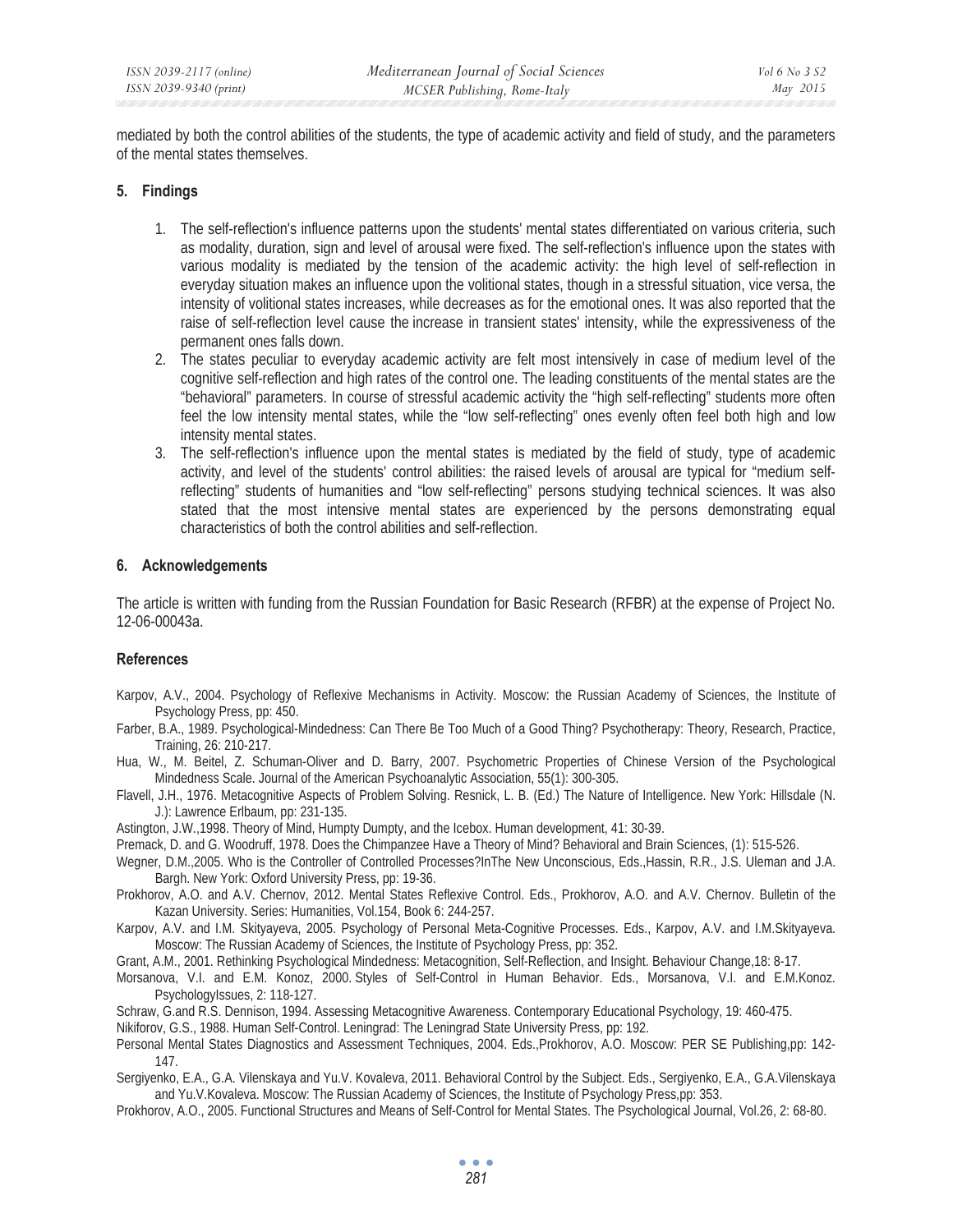mediated by both the control abilities of the students, the type of academic activity and field of study, and the parameters of the mental states themselves.

## 5. Findings

1. The self-reflection's influence patterns upon the students' mental states differentiated on various criteria, such as modality, duration, sign and level of arousal were fixed. The self-reflection's influence upon the states with various modality is mediated by the tension of the academic activity: the high level of self-reflection in everyday situation makes an influence upon the volitional states, though in a stressful situation, vice versa, the intensity of volitional states increases, while decreases as for the emotional ones. It was also reported that the raise of self-reflection level cause the increase in transient states' intensity, while the expressiveness of the permanent ones falls down.
2. The states peculiar to everyday academic activity are felt most intensively in case of medium level of the cognitive self-reflection and high rates of the control one. The leading constituents of the mental states are the "behavioral" parameters. In course of stressful academic activity the "high self-reflecting" students more often feel the low intensity mental states, while the "low self-reflecting" ones evenly often feel both high and low intensity mental states.
3. The self-reflection's influence upon the mental states is mediated by the field of study, type of academic activity, and level of the students' control abilities: the raised levels of arousal are typical for "medium self-reflecting" students of humanities and "low self-reflecting" persons studying technical sciences. It was also stated that the most intensive mental states are experienced by the persons demonstrating equal characteristics of both the control abilities and self-reflection.

## 6. Acknowledgements

The article is written with funding from the Russian Foundation for Basic Research (RFBR) at the expense of Project No. 12-06-00043a.

## References

Karpov, A.V., 2004. Psychology of Reflexive Mechanisms in Activity. Moscow: the Russian Academy of Sciences, the Institute of Psychology Press, pp: 450.

Farber, B.A., 1989. Psychological-Mindedness: Can There Be Too Much of a Good Thing? Psychotherapy: Theory, Research, Practice, Training, 26: 210-217.

Hua, W., M. Beitel, Z. Schuman-Oliver and D. Barry, 2007. Psychometric Properties of Chinese Version of the Psychological Mindedness Scale. Journal of the American Psychoanalytic Association, 55(1): 300-305.

Flavell, J.H., 1976. Metacognitive Aspects of Problem Solving. Resnick, L. B. (Ed.) The Nature of Intelligence. New York: Hillsdale (N. J.): Lawrence Erlbaum, pp: 231-135.

Astington, J.W.,1998. Theory of Mind, Humpty Dumpty, and the Icebox. Human development, 41: 30-39.

Premack, D. and G. Woodruff, 1978. Does the Chimpanzee Have a Theory of Mind? Behavioral and Brain Sciences, (1): 515-526.

Wegner, D.M.,2005. Who is the Controller of Controlled Processes?InThe New Unconscious, Eds.,Hassin, R.R., J.S. Uleman and J.A. Bargh. New York: Oxford University Press, pp: 19-36.

Prokhorov, A.O. and A.V. Chernov, 2012. Mental States Reflexive Control. Eds., Prokhorov, A.O. and A.V. Chernov. Bulletin of the Kazan University. Series: Humanities, Vol.154, Book 6: 244-257.

Karpov, A.V. and I.M. Skityayeva, 2005. Psychology of Personal Meta-Cognitive Processes. Eds., Karpov, A.V. and I.M.Skityayeva. Moscow: The Russian Academy of Sciences, the Institute of Psychology Press, pp: 352.

Grant, A.M., 2001. Rethinking Psychological Mindedness: Metacognition, Self-Reflection, and Insight. Behaviour Change,18: 8-17.

Morsanova, V.I. and E.M. Konoz, 2000. Styles of Self-Control in Human Behavior. Eds., Morsanova, V.I. and E.M.Konoz. PsychologyIssues, 2: 118-127.

Schraw, G.and R.S. Dennison, 1994. Assessing Metacognitive Awareness. Contemporary Educational Psychology, 19: 460-475.

Nikiforov, G.S., 1988. Human Self-Control. Leningrad: The Leningrad State University Press, pp: 192.

Personal Mental States Diagnostics and Assessment Techniques, 2004. Eds.,Prokhorov, A.O. Moscow: PER SE Publishing,pp: 142-147.

Sergiyenko, E.A., G.A. Vilenskaya and Yu.V. Kovaleva, 2011. Behavioral Control by the Subject. Eds., Sergiyenko, E.A., G.A.Vilenskaya and Yu.V.Kovaleva. Moscow: The Russian Academy of Sciences, the Institute of Psychology Press,pp: 353.

Prokhorov, A.O., 2005. Functional Structures and Means of Self-Control for Mental States. The Psychological Journal, Vol.26, 2: 68-80.